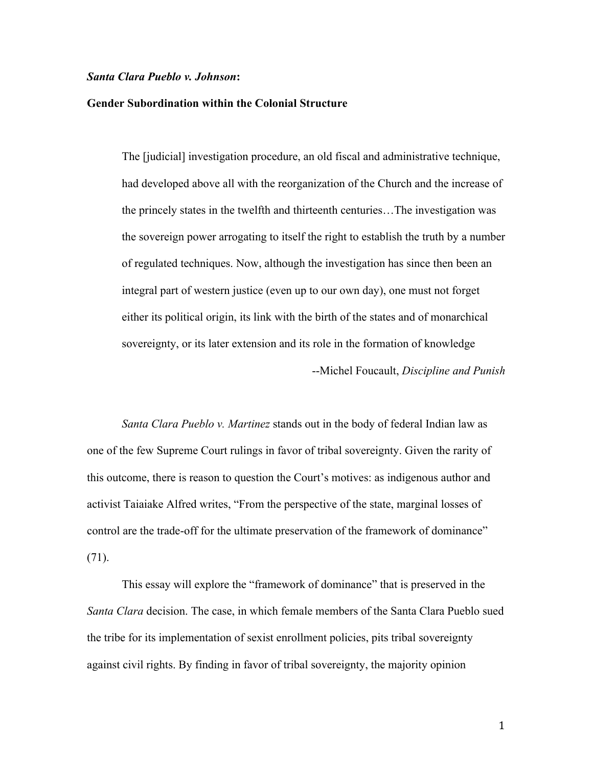***Santa Clara Pueblo v. Johnson*:**

**Gender Subordination within the Colonial Structure**

> The [judicial] investigation procedure, an old fiscal and administrative technique, had developed above all with the reorganization of the Church and the increase of the princely states in the twelfth and thirteenth centuries…The investigation was the sovereign power arrogating to itself the right to establish the truth by a number of regulated techniques. Now, although the investigation has since then been an integral part of western justice (even up to our own day), one must not forget either its political origin, its link with the birth of the states and of monarchical sovereignty, or its later extension and its role in the formation of knowledge
>
> --Michel Foucault, *Discipline and Punish*

*Santa Clara Pueblo v. Martinez* stands out in the body of federal Indian law as one of the few Supreme Court rulings in favor of tribal sovereignty. Given the rarity of this outcome, there is reason to question the Court's motives: as indigenous author and activist Taiaiake Alfred writes, "From the perspective of the state, marginal losses of control are the trade-off for the ultimate preservation of the framework of dominance" (71).

This essay will explore the "framework of dominance" that is preserved in the *Santa Clara* decision. The case, in which female members of the Santa Clara Pueblo sued the tribe for its implementation of sexist enrollment policies, pits tribal sovereignty against civil rights. By finding in favor of tribal sovereignty, the majority opinion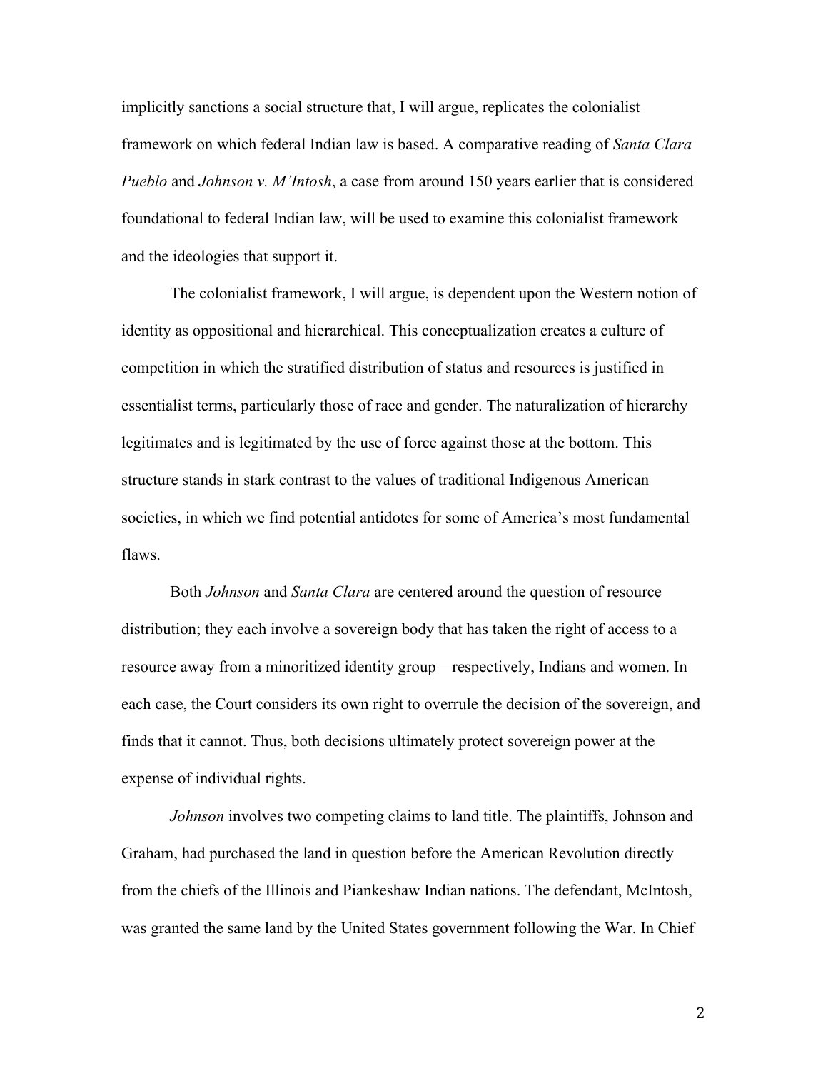implicitly sanctions a social structure that, I will argue, replicates the colonialist framework on which federal Indian law is based. A comparative reading of *Santa Clara Pueblo* and *Johnson v. M'Intosh*, a case from around 150 years earlier that is considered foundational to federal Indian law, will be used to examine this colonialist framework and the ideologies that support it.

The colonialist framework, I will argue, is dependent upon the Western notion of identity as oppositional and hierarchical. This conceptualization creates a culture of competition in which the stratified distribution of status and resources is justified in essentialist terms, particularly those of race and gender. The naturalization of hierarchy legitimates and is legitimated by the use of force against those at the bottom. This structure stands in stark contrast to the values of traditional Indigenous American societies, in which we find potential antidotes for some of America's most fundamental flaws.

Both *Johnson* and *Santa Clara* are centered around the question of resource distribution; they each involve a sovereign body that has taken the right of access to a resource away from a minoritized identity group—respectively, Indians and women. In each case, the Court considers its own right to overrule the decision of the sovereign, and finds that it cannot. Thus, both decisions ultimately protect sovereign power at the expense of individual rights.

*Johnson* involves two competing claims to land title. The plaintiffs, Johnson and Graham, had purchased the land in question before the American Revolution directly from the chiefs of the Illinois and Piankeshaw Indian nations. The defendant, McIntosh, was granted the same land by the United States government following the War. In Chief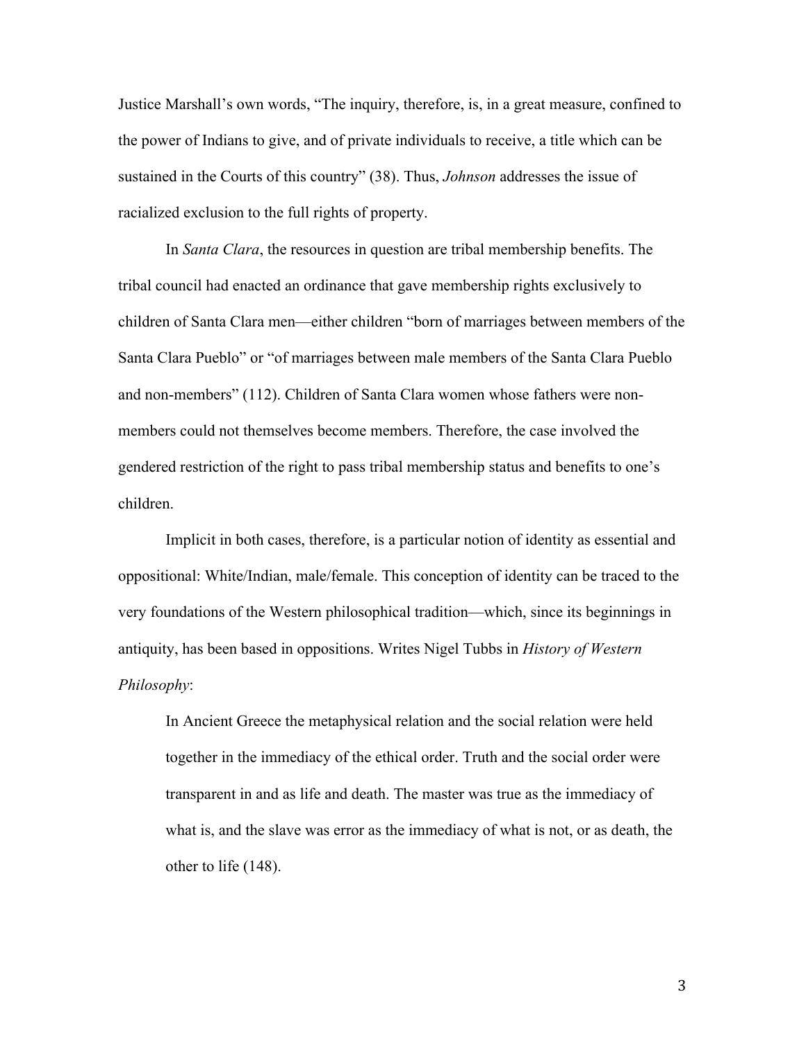Justice Marshall's own words, "The inquiry, therefore, is, in a great measure, confined to the power of Indians to give, and of private individuals to receive, a title which can be sustained in the Courts of this country" (38). Thus, *Johnson* addresses the issue of racialized exclusion to the full rights of property.

In *Santa Clara*, the resources in question are tribal membership benefits. The tribal council had enacted an ordinance that gave membership rights exclusively to children of Santa Clara men—either children "born of marriages between members of the Santa Clara Pueblo" or "of marriages between male members of the Santa Clara Pueblo and non-members" (112). Children of Santa Clara women whose fathers were non-members could not themselves become members. Therefore, the case involved the gendered restriction of the right to pass tribal membership status and benefits to one's children.

Implicit in both cases, therefore, is a particular notion of identity as essential and oppositional: White/Indian, male/female. This conception of identity can be traced to the very foundations of the Western philosophical tradition—which, since its beginnings in antiquity, has been based in oppositions. Writes Nigel Tubbs in *History of Western Philosophy*:

> In Ancient Greece the metaphysical relation and the social relation were held together in the immediacy of the ethical order. Truth and the social order were transparent in and as life and death. The master was true as the immediacy of what is, and the slave was error as the immediacy of what is not, or as death, the other to life (148).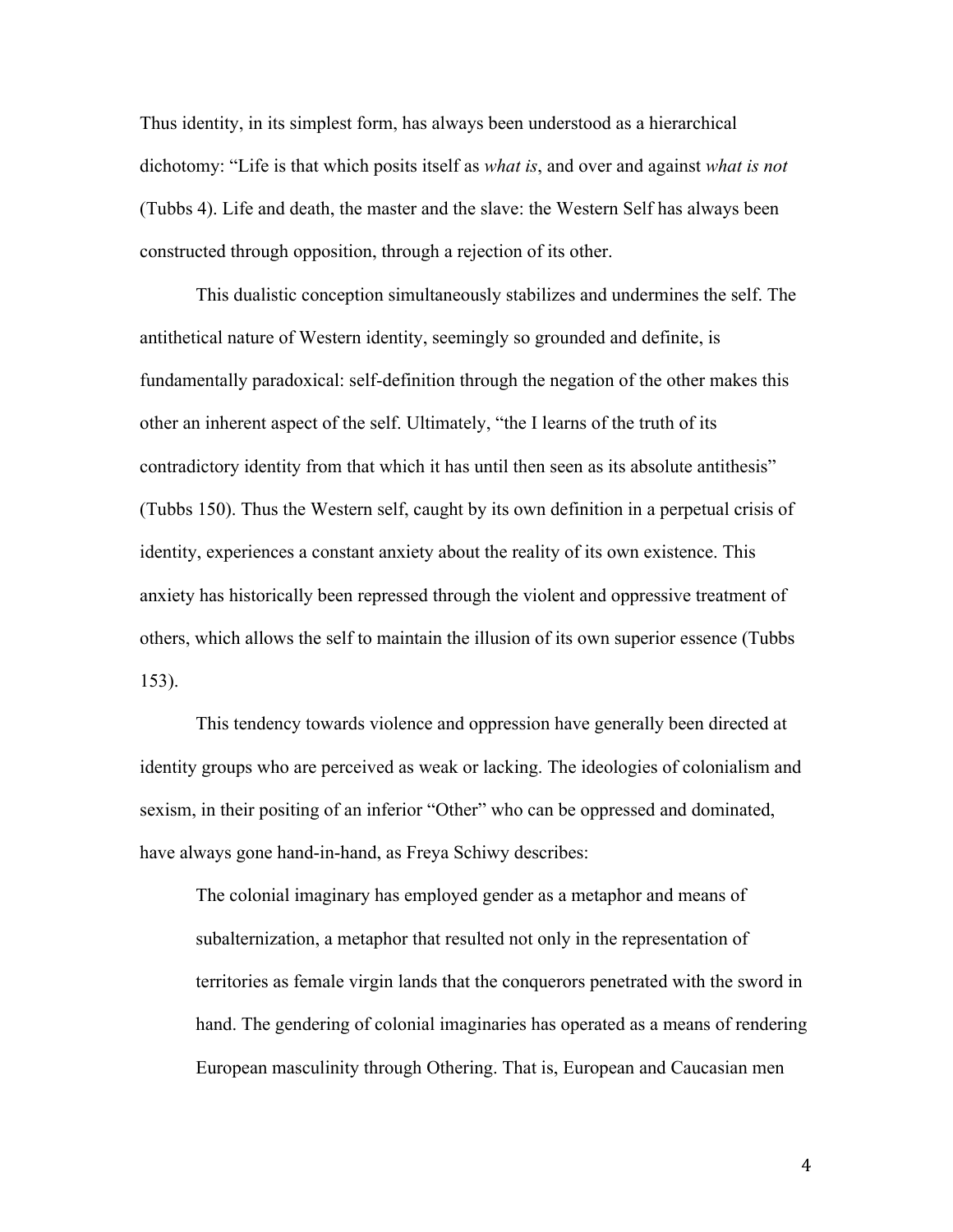Thus identity, in its simplest form, has always been understood as a hierarchical dichotomy: "Life is that which posits itself as *what is*, and over and against *what is not* (Tubbs 4). Life and death, the master and the slave: the Western Self has always been constructed through opposition, through a rejection of its other.

This dualistic conception simultaneously stabilizes and undermines the self. The antithetical nature of Western identity, seemingly so grounded and definite, is fundamentally paradoxical: self-definition through the negation of the other makes this other an inherent aspect of the self. Ultimately, "the I learns of the truth of its contradictory identity from that which it has until then seen as its absolute antithesis" (Tubbs 150). Thus the Western self, caught by its own definition in a perpetual crisis of identity, experiences a constant anxiety about the reality of its own existence. This anxiety has historically been repressed through the violent and oppressive treatment of others, which allows the self to maintain the illusion of its own superior essence (Tubbs 153).

This tendency towards violence and oppression have generally been directed at identity groups who are perceived as weak or lacking. The ideologies of colonialism and sexism, in their positing of an inferior "Other" who can be oppressed and dominated, have always gone hand-in-hand, as Freya Schiwy describes:

> The colonial imaginary has employed gender as a metaphor and means of subalternization, a metaphor that resulted not only in the representation of territories as female virgin lands that the conquerors penetrated with the sword in hand. The gendering of colonial imaginaries has operated as a means of rendering European masculinity through Othering. That is, European and Caucasian men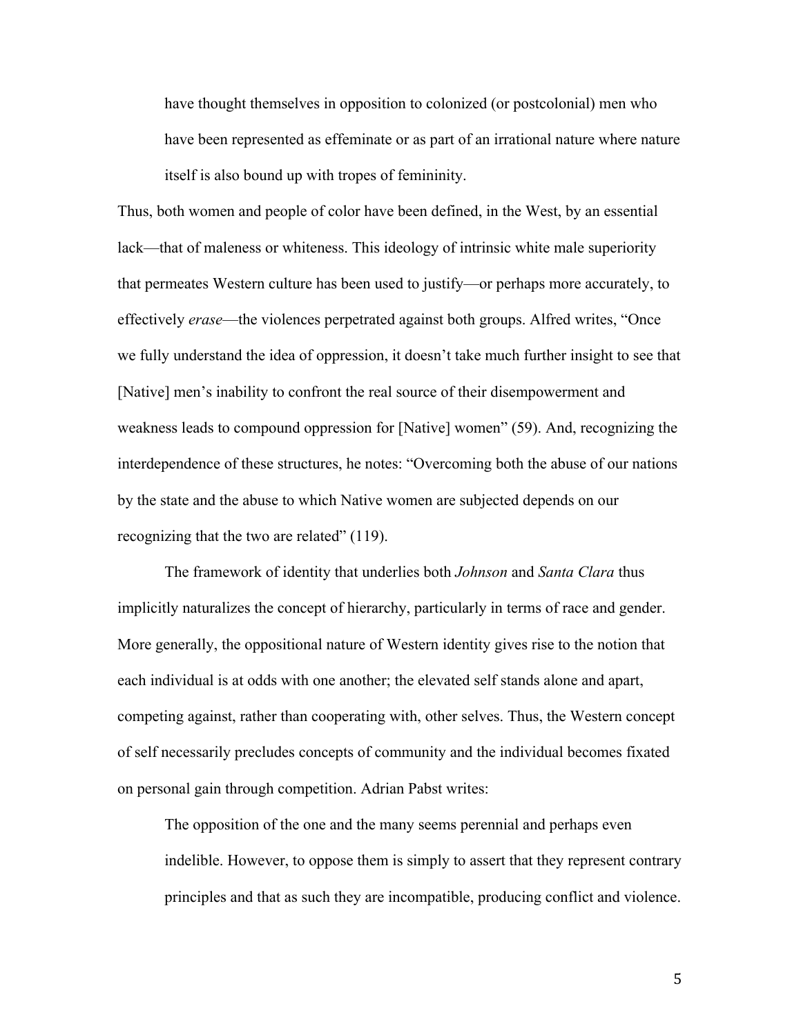> have thought themselves in opposition to colonized (or postcolonial) men who have been represented as effeminate or as part of an irrational nature where nature itself is also bound up with tropes of femininity.

Thus, both women and people of color have been defined, in the West, by an essential lack—that of maleness or whiteness. This ideology of intrinsic white male superiority that permeates Western culture has been used to justify—or perhaps more accurately, to effectively *erase*—the violences perpetrated against both groups. Alfred writes, "Once we fully understand the idea of oppression, it doesn't take much further insight to see that [Native] men's inability to confront the real source of their disempowerment and weakness leads to compound oppression for [Native] women" (59). And, recognizing the interdependence of these structures, he notes: "Overcoming both the abuse of our nations by the state and the abuse to which Native women are subjected depends on our recognizing that the two are related" (119).

The framework of identity that underlies both *Johnson* and *Santa Clara* thus implicitly naturalizes the concept of hierarchy, particularly in terms of race and gender. More generally, the oppositional nature of Western identity gives rise to the notion that each individual is at odds with one another; the elevated self stands alone and apart, competing against, rather than cooperating with, other selves. Thus, the Western concept of self necessarily precludes concepts of community and the individual becomes fixated on personal gain through competition. Adrian Pabst writes:

> The opposition of the one and the many seems perennial and perhaps even indelible. However, to oppose them is simply to assert that they represent contrary principles and that as such they are incompatible, producing conflict and violence.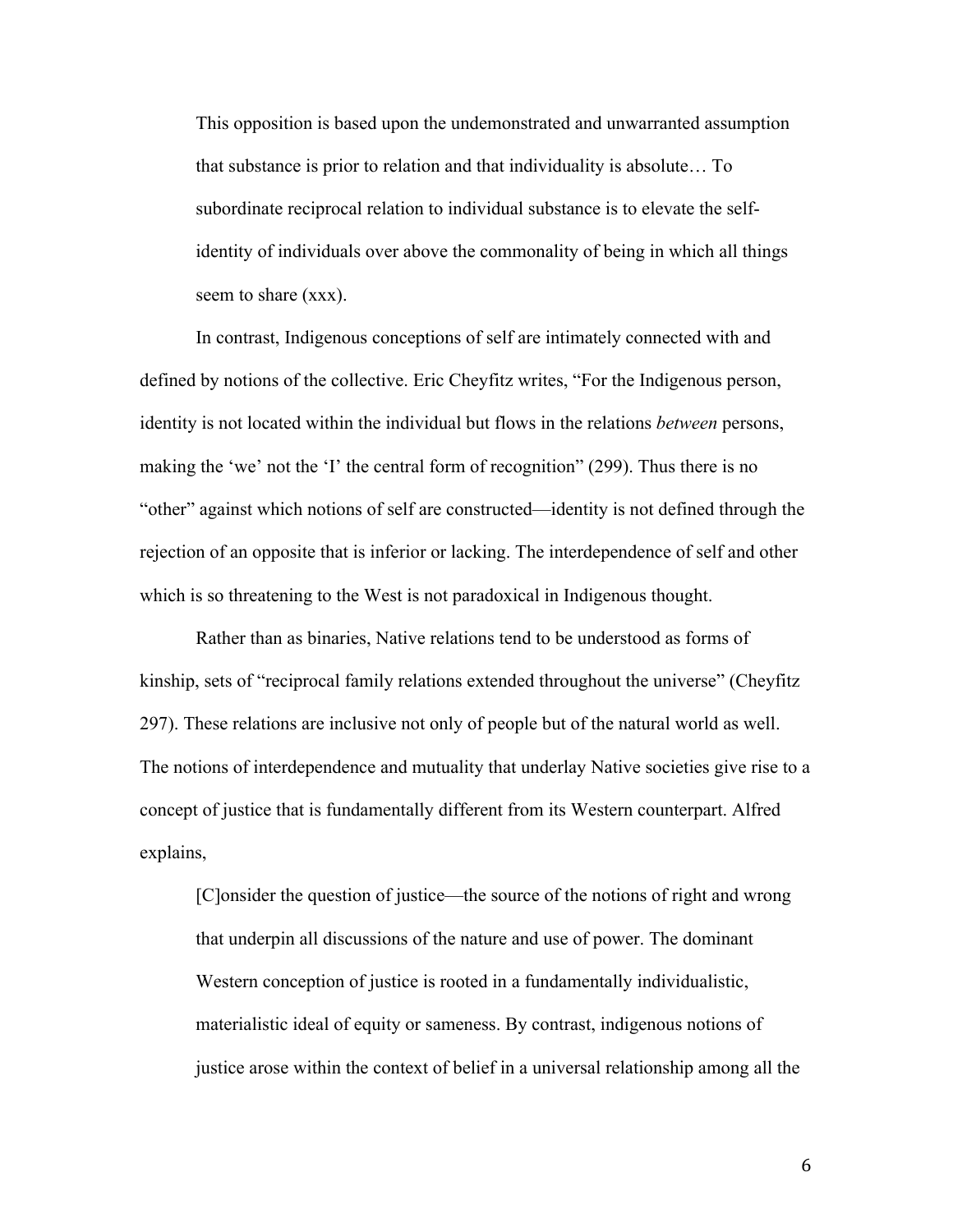> This opposition is based upon the undemonstrated and unwarranted assumption that substance is prior to relation and that individuality is absolute… To subordinate reciprocal relation to individual substance is to elevate the self-identity of individuals over above the commonality of being in which all things seem to share (xxx).

In contrast, Indigenous conceptions of self are intimately connected with and defined by notions of the collective. Eric Cheyfitz writes, "For the Indigenous person, identity is not located within the individual but flows in the relations *between* persons, making the 'we' not the 'I' the central form of recognition" (299). Thus there is no "other" against which notions of self are constructed—identity is not defined through the rejection of an opposite that is inferior or lacking. The interdependence of self and other which is so threatening to the West is not paradoxical in Indigenous thought.

Rather than as binaries, Native relations tend to be understood as forms of kinship, sets of "reciprocal family relations extended throughout the universe" (Cheyfitz 297). These relations are inclusive not only of people but of the natural world as well. The notions of interdependence and mutuality that underlay Native societies give rise to a concept of justice that is fundamentally different from its Western counterpart. Alfred explains,

> [C]onsider the question of justice—the source of the notions of right and wrong that underpin all discussions of the nature and use of power. The dominant Western conception of justice is rooted in a fundamentally individualistic, materialistic ideal of equity or sameness. By contrast, indigenous notions of justice arose within the context of belief in a universal relationship among all the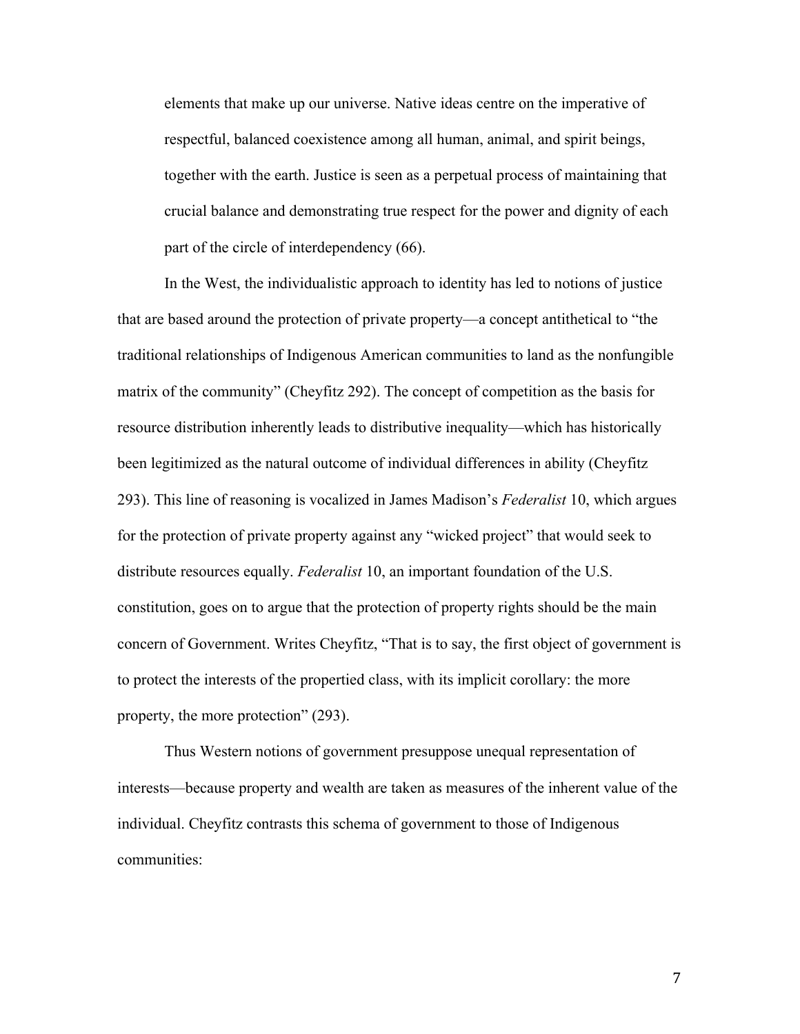> elements that make up our universe. Native ideas centre on the imperative of respectful, balanced coexistence among all human, animal, and spirit beings, together with the earth. Justice is seen as a perpetual process of maintaining that crucial balance and demonstrating true respect for the power and dignity of each part of the circle of interdependency (66).

In the West, the individualistic approach to identity has led to notions of justice that are based around the protection of private property—a concept antithetical to "the traditional relationships of Indigenous American communities to land as the nonfungible matrix of the community" (Cheyfitz 292). The concept of competition as the basis for resource distribution inherently leads to distributive inequality—which has historically been legitimized as the natural outcome of individual differences in ability (Cheyfitz 293). This line of reasoning is vocalized in James Madison's *Federalist* 10, which argues for the protection of private property against any "wicked project" that would seek to distribute resources equally. *Federalist* 10, an important foundation of the U.S. constitution, goes on to argue that the protection of property rights should be the main concern of Government. Writes Cheyfitz, "That is to say, the first object of government is to protect the interests of the propertied class, with its implicit corollary: the more property, the more protection" (293).

Thus Western notions of government presuppose unequal representation of interests—because property and wealth are taken as measures of the inherent value of the individual. Cheyfitz contrasts this schema of government to those of Indigenous communities: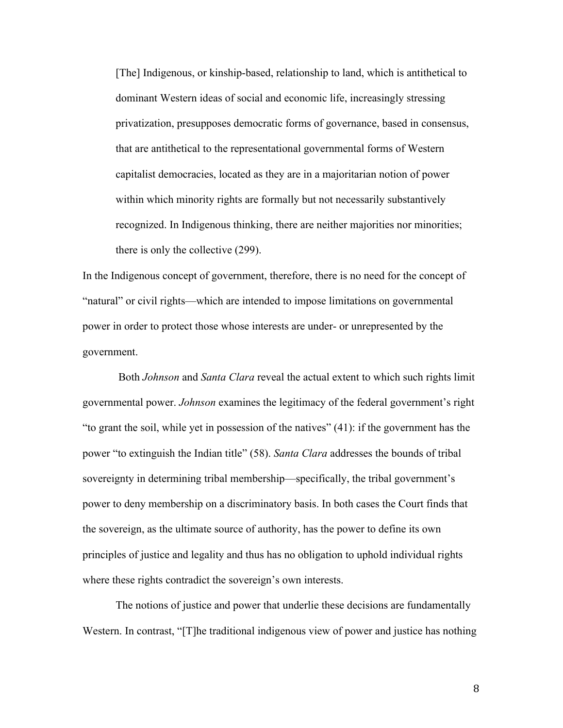> [The] Indigenous, or kinship-based, relationship to land, which is antithetical to dominant Western ideas of social and economic life, increasingly stressing privatization, presupposes democratic forms of governance, based in consensus, that are antithetical to the representational governmental forms of Western capitalist democracies, located as they are in a majoritarian notion of power within which minority rights are formally but not necessarily substantively recognized. In Indigenous thinking, there are neither majorities nor minorities; there is only the collective (299).

In the Indigenous concept of government, therefore, there is no need for the concept of "natural" or civil rights—which are intended to impose limitations on governmental power in order to protect those whose interests are under- or unrepresented by the government.

Both *Johnson* and *Santa Clara* reveal the actual extent to which such rights limit governmental power. *Johnson* examines the legitimacy of the federal government's right "to grant the soil, while yet in possession of the natives" (41): if the government has the power "to extinguish the Indian title" (58). *Santa Clara* addresses the bounds of tribal sovereignty in determining tribal membership—specifically, the tribal government's power to deny membership on a discriminatory basis. In both cases the Court finds that the sovereign, as the ultimate source of authority, has the power to define its own principles of justice and legality and thus has no obligation to uphold individual rights where these rights contradict the sovereign's own interests.

The notions of justice and power that underlie these decisions are fundamentally Western. In contrast, "[T]he traditional indigenous view of power and justice has nothing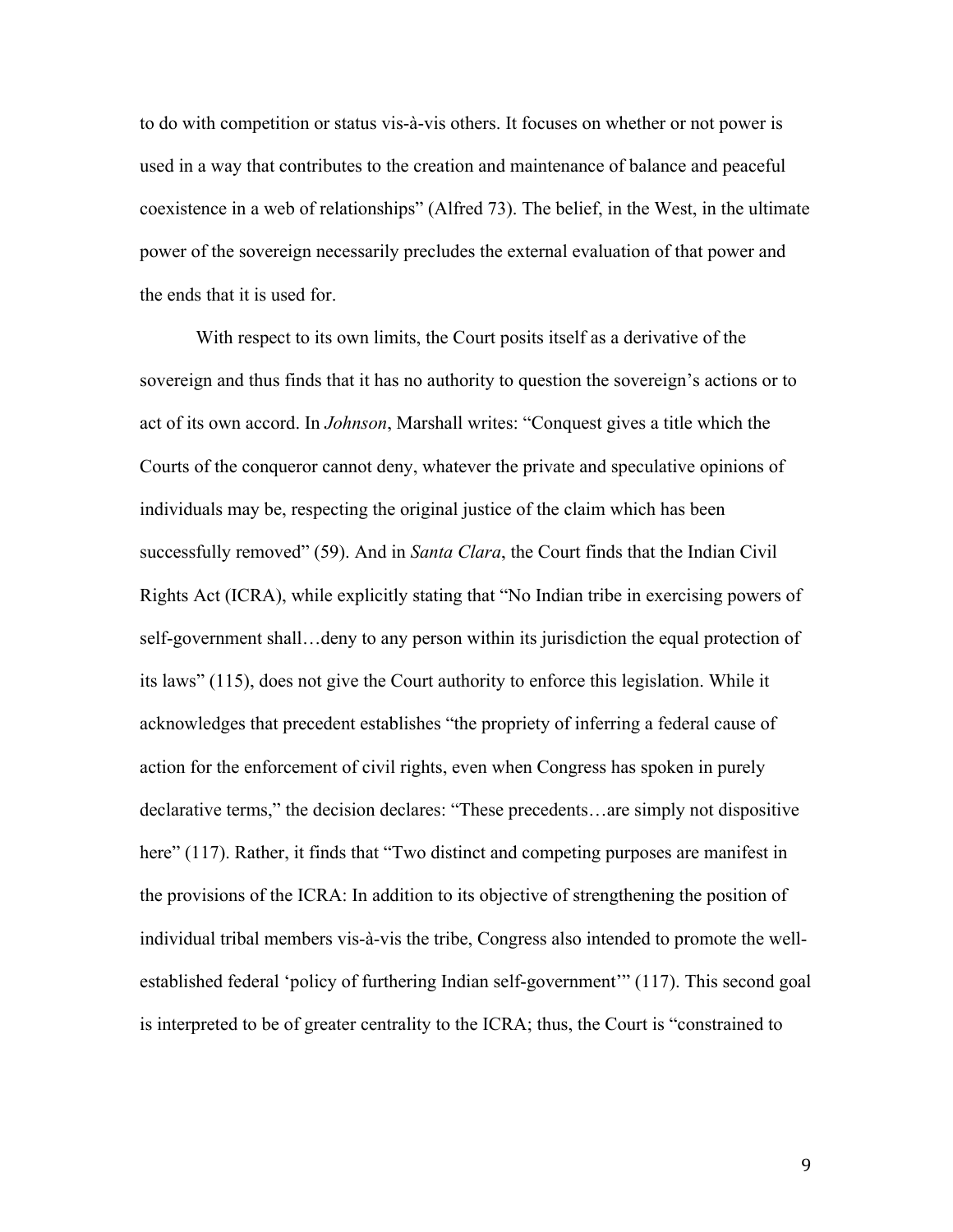to do with competition or status vis-à-vis others. It focuses on whether or not power is used in a way that contributes to the creation and maintenance of balance and peaceful coexistence in a web of relationships" (Alfred 73). The belief, in the West, in the ultimate power of the sovereign necessarily precludes the external evaluation of that power and the ends that it is used for.

With respect to its own limits, the Court posits itself as a derivative of the sovereign and thus finds that it has no authority to question the sovereign's actions or to act of its own accord. In *Johnson*, Marshall writes: "Conquest gives a title which the Courts of the conqueror cannot deny, whatever the private and speculative opinions of individuals may be, respecting the original justice of the claim which has been successfully removed" (59). And in *Santa Clara*, the Court finds that the Indian Civil Rights Act (ICRA), while explicitly stating that "No Indian tribe in exercising powers of self-government shall…deny to any person within its jurisdiction the equal protection of its laws" (115), does not give the Court authority to enforce this legislation. While it acknowledges that precedent establishes "the propriety of inferring a federal cause of action for the enforcement of civil rights, even when Congress has spoken in purely declarative terms," the decision declares: "These precedents…are simply not dispositive here" (117). Rather, it finds that "Two distinct and competing purposes are manifest in the provisions of the ICRA: In addition to its objective of strengthening the position of individual tribal members vis-à-vis the tribe, Congress also intended to promote the well-established federal 'policy of furthering Indian self-government'" (117). This second goal is interpreted to be of greater centrality to the ICRA; thus, the Court is "constrained to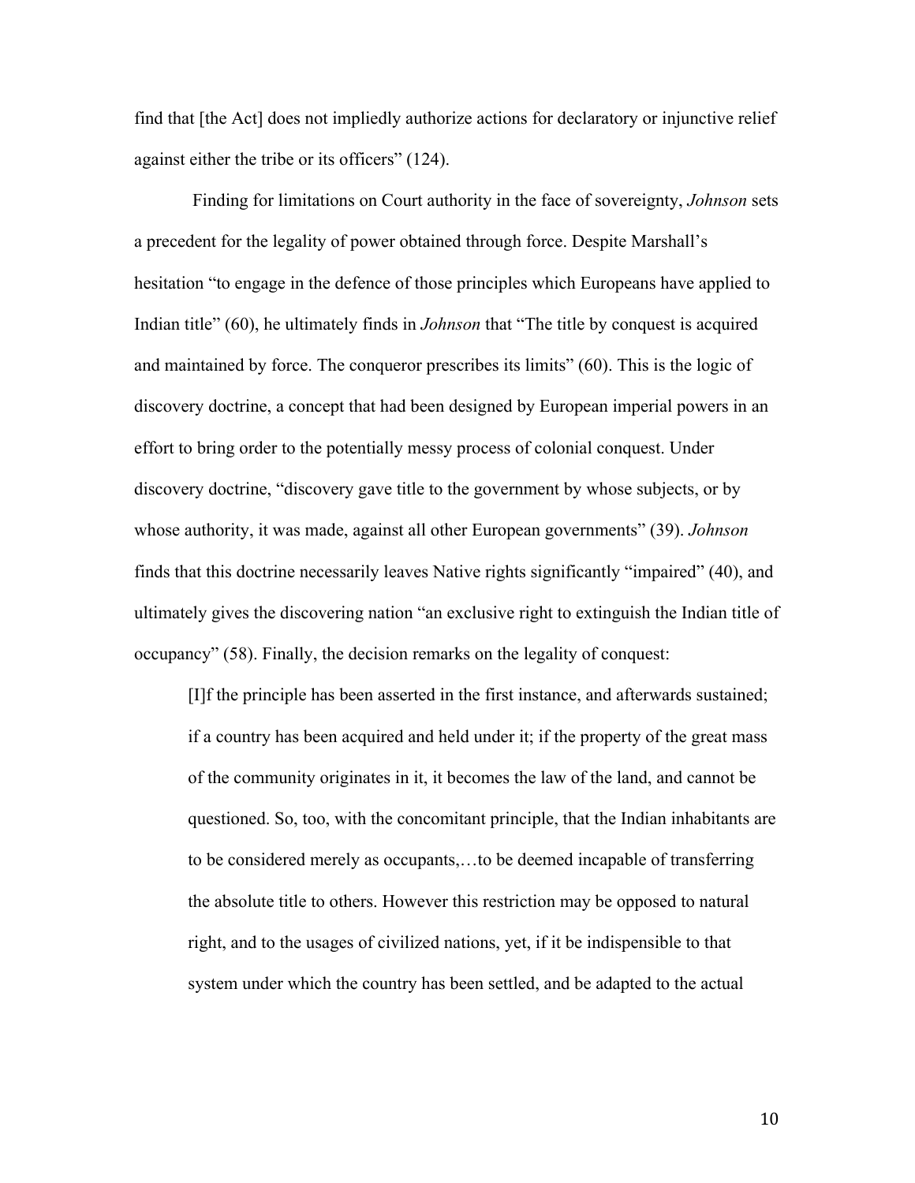find that [the Act] does not impliedly authorize actions for declaratory or injunctive relief against either the tribe or its officers" (124).

Finding for limitations on Court authority in the face of sovereignty, *Johnson* sets a precedent for the legality of power obtained through force. Despite Marshall's hesitation "to engage in the defence of those principles which Europeans have applied to Indian title" (60), he ultimately finds in *Johnson* that "The title by conquest is acquired and maintained by force. The conqueror prescribes its limits" (60). This is the logic of discovery doctrine, a concept that had been designed by European imperial powers in an effort to bring order to the potentially messy process of colonial conquest. Under discovery doctrine, "discovery gave title to the government by whose subjects, or by whose authority, it was made, against all other European governments" (39). *Johnson* finds that this doctrine necessarily leaves Native rights significantly "impaired" (40), and ultimately gives the discovering nation "an exclusive right to extinguish the Indian title of occupancy" (58). Finally, the decision remarks on the legality of conquest:

> [I]f the principle has been asserted in the first instance, and afterwards sustained; if a country has been acquired and held under it; if the property of the great mass of the community originates in it, it becomes the law of the land, and cannot be questioned. So, too, with the concomitant principle, that the Indian inhabitants are to be considered merely as occupants,…to be deemed incapable of transferring the absolute title to others. However this restriction may be opposed to natural right, and to the usages of civilized nations, yet, if it be indispensible to that system under which the country has been settled, and be adapted to the actual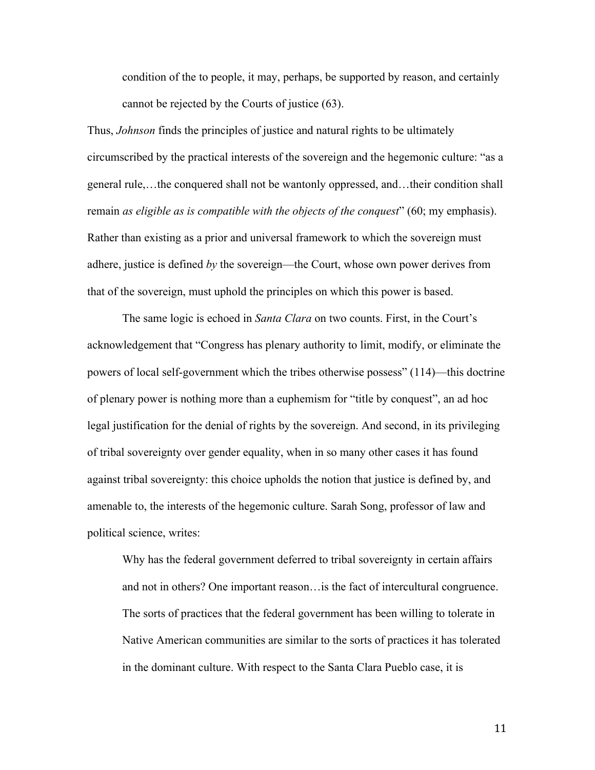> condition of the to people, it may, perhaps, be supported by reason, and certainly cannot be rejected by the Courts of justice (63).

Thus, *Johnson* finds the principles of justice and natural rights to be ultimately circumscribed by the practical interests of the sovereign and the hegemonic culture: "as a general rule,…the conquered shall not be wantonly oppressed, and…their condition shall remain *as eligible as is compatible with the objects of the conquest*" (60; my emphasis). Rather than existing as a prior and universal framework to which the sovereign must adhere, justice is defined *by* the sovereign—the Court, whose own power derives from that of the sovereign, must uphold the principles on which this power is based.

The same logic is echoed in *Santa Clara* on two counts. First, in the Court's acknowledgement that "Congress has plenary authority to limit, modify, or eliminate the powers of local self-government which the tribes otherwise possess" (114)—this doctrine of plenary power is nothing more than a euphemism for "title by conquest", an ad hoc legal justification for the denial of rights by the sovereign. And second, in its privileging of tribal sovereignty over gender equality, when in so many other cases it has found against tribal sovereignty: this choice upholds the notion that justice is defined by, and amenable to, the interests of the hegemonic culture. Sarah Song, professor of law and political science, writes:

> Why has the federal government deferred to tribal sovereignty in certain affairs and not in others? One important reason…is the fact of intercultural congruence. The sorts of practices that the federal government has been willing to tolerate in Native American communities are similar to the sorts of practices it has tolerated in the dominant culture. With respect to the Santa Clara Pueblo case, it is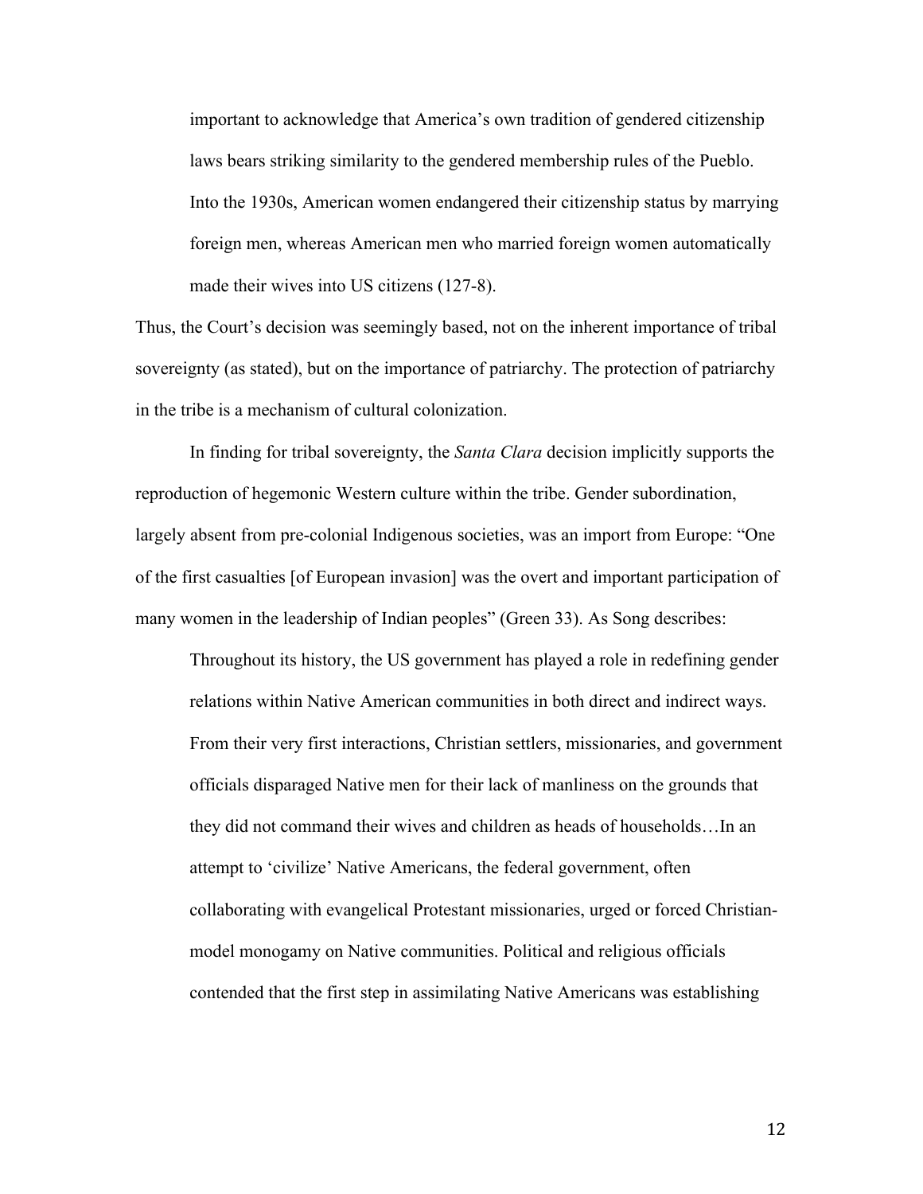> important to acknowledge that America's own tradition of gendered citizenship laws bears striking similarity to the gendered membership rules of the Pueblo. Into the 1930s, American women endangered their citizenship status by marrying foreign men, whereas American men who married foreign women automatically made their wives into US citizens (127-8).

Thus, the Court's decision was seemingly based, not on the inherent importance of tribal sovereignty (as stated), but on the importance of patriarchy. The protection of patriarchy in the tribe is a mechanism of cultural colonization.

In finding for tribal sovereignty, the *Santa Clara* decision implicitly supports the reproduction of hegemonic Western culture within the tribe. Gender subordination, largely absent from pre-colonial Indigenous societies, was an import from Europe: "One of the first casualties [of European invasion] was the overt and important participation of many women in the leadership of Indian peoples" (Green 33). As Song describes:

> Throughout its history, the US government has played a role in redefining gender relations within Native American communities in both direct and indirect ways. From their very first interactions, Christian settlers, missionaries, and government officials disparaged Native men for their lack of manliness on the grounds that they did not command their wives and children as heads of households…In an attempt to 'civilize' Native Americans, the federal government, often collaborating with evangelical Protestant missionaries, urged or forced Christian-model monogamy on Native communities. Political and religious officials contended that the first step in assimilating Native Americans was establishing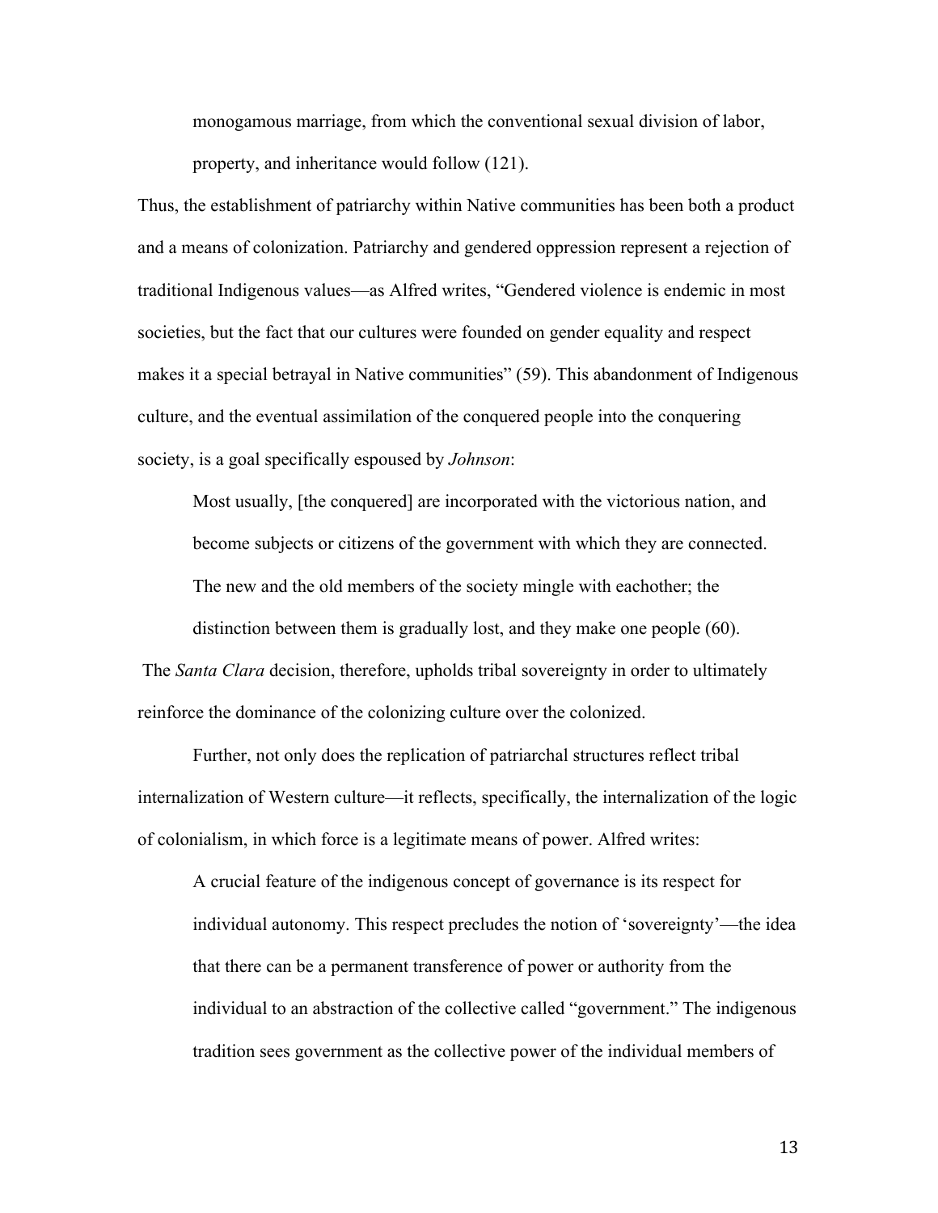> monogamous marriage, from which the conventional sexual division of labor, property, and inheritance would follow (121).

Thus, the establishment of patriarchy within Native communities has been both a product and a means of colonization. Patriarchy and gendered oppression represent a rejection of traditional Indigenous values—as Alfred writes, "Gendered violence is endemic in most societies, but the fact that our cultures were founded on gender equality and respect makes it a special betrayal in Native communities" (59). This abandonment of Indigenous culture, and the eventual assimilation of the conquered people into the conquering society, is a goal specifically espoused by *Johnson*:

> Most usually, [the conquered] are incorporated with the victorious nation, and become subjects or citizens of the government with which they are connected. The new and the old members of the society mingle with eachother; the distinction between them is gradually lost, and they make one people (60).

The *Santa Clara* decision, therefore, upholds tribal sovereignty in order to ultimately reinforce the dominance of the colonizing culture over the colonized.

Further, not only does the replication of patriarchal structures reflect tribal internalization of Western culture—it reflects, specifically, the internalization of the logic of colonialism, in which force is a legitimate means of power. Alfred writes:

> A crucial feature of the indigenous concept of governance is its respect for individual autonomy. This respect precludes the notion of 'sovereignty'—the idea that there can be a permanent transference of power or authority from the individual to an abstraction of the collective called "government." The indigenous tradition sees government as the collective power of the individual members of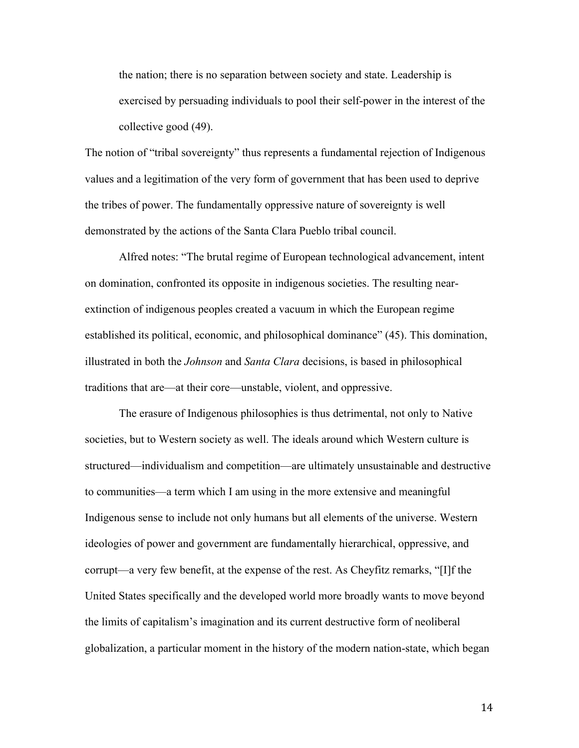> the nation; there is no separation between society and state. Leadership is exercised by persuading individuals to pool their self-power in the interest of the collective good (49).

The notion of "tribal sovereignty" thus represents a fundamental rejection of Indigenous values and a legitimation of the very form of government that has been used to deprive the tribes of power. The fundamentally oppressive nature of sovereignty is well demonstrated by the actions of the Santa Clara Pueblo tribal council.

Alfred notes: "The brutal regime of European technological advancement, intent on domination, confronted its opposite in indigenous societies. The resulting near-extinction of indigenous peoples created a vacuum in which the European regime established its political, economic, and philosophical dominance" (45). This domination, illustrated in both the *Johnson* and *Santa Clara* decisions, is based in philosophical traditions that are—at their core—unstable, violent, and oppressive.

The erasure of Indigenous philosophies is thus detrimental, not only to Native societies, but to Western society as well. The ideals around which Western culture is structured—individualism and competition—are ultimately unsustainable and destructive to communities—a term which I am using in the more extensive and meaningful Indigenous sense to include not only humans but all elements of the universe. Western ideologies of power and government are fundamentally hierarchical, oppressive, and corrupt—a very few benefit, at the expense of the rest. As Cheyfitz remarks, "[I]f the United States specifically and the developed world more broadly wants to move beyond the limits of capitalism's imagination and its current destructive form of neoliberal globalization, a particular moment in the history of the modern nation-state, which began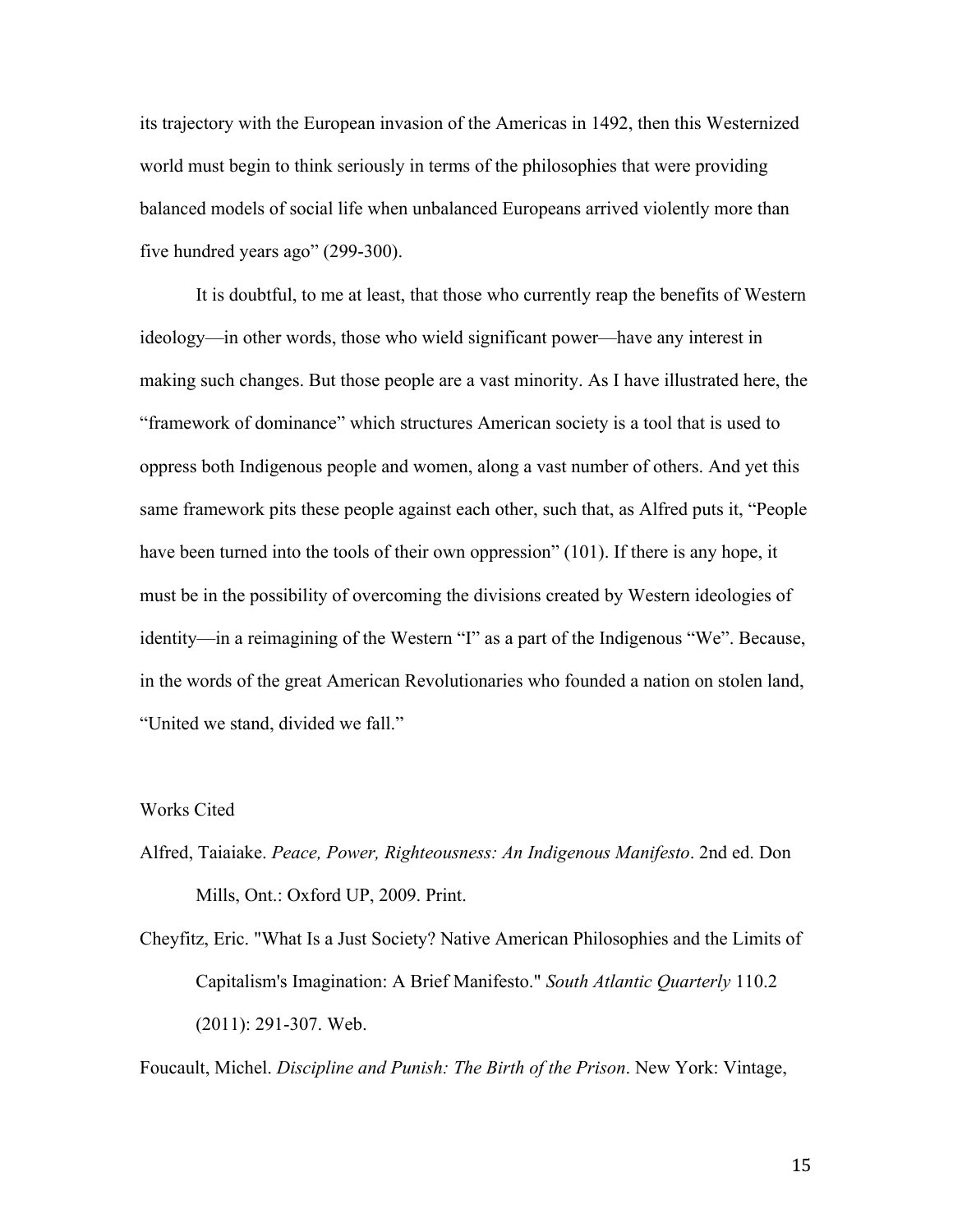its trajectory with the European invasion of the Americas in 1492, then this Westernized world must begin to think seriously in terms of the philosophies that were providing balanced models of social life when unbalanced Europeans arrived violently more than five hundred years ago" (299-300).

It is doubtful, to me at least, that those who currently reap the benefits of Western ideology—in other words, those who wield significant power—have any interest in making such changes. But those people are a vast minority. As I have illustrated here, the "framework of dominance" which structures American society is a tool that is used to oppress both Indigenous people and women, along a vast number of others. And yet this same framework pits these people against each other, such that, as Alfred puts it, "People have been turned into the tools of their own oppression" (101). If there is any hope, it must be in the possibility of overcoming the divisions created by Western ideologies of identity—in a reimagining of the Western "I" as a part of the Indigenous "We". Because, in the words of the great American Revolutionaries who founded a nation on stolen land, "United we stand, divided we fall."

Works Cited

Alfred, Taiaiake. *Peace, Power, Righteousness: An Indigenous Manifesto*. 2nd ed. Don Mills, Ont.: Oxford UP, 2009. Print.

Cheyfitz, Eric. "What Is a Just Society? Native American Philosophies and the Limits of Capitalism's Imagination: A Brief Manifesto." *South Atlantic Quarterly* 110.2 (2011): 291-307. Web.

Foucault, Michel. *Discipline and Punish: The Birth of the Prison*. New York: Vintage,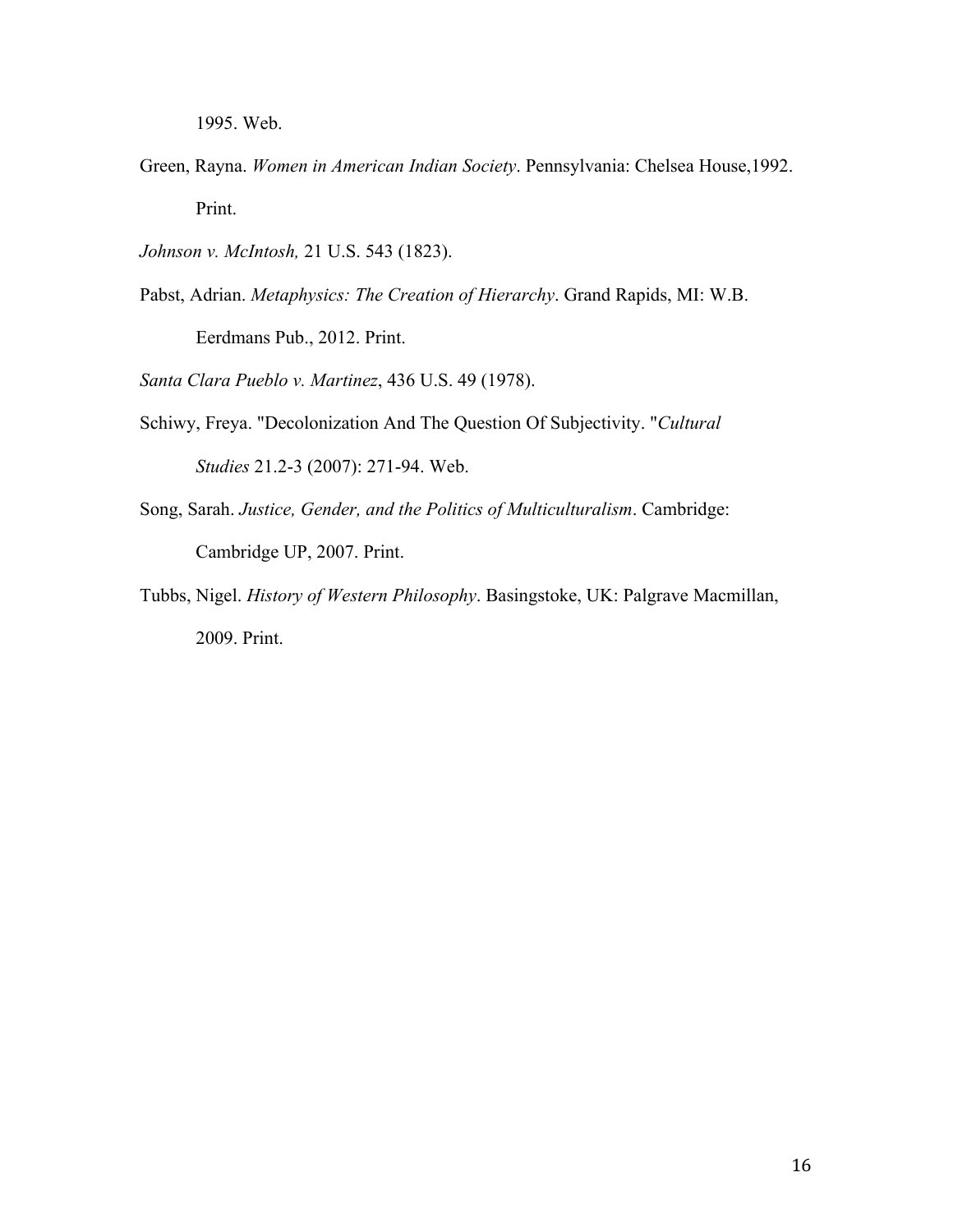1995. Web.

Green, Rayna. *Women in American Indian Society*. Pennsylvania: Chelsea House,1992. Print.

*Johnson v. McIntosh,* 21 U.S. 543 (1823).

Pabst, Adrian. *Metaphysics: The Creation of Hierarchy*. Grand Rapids, MI: W.B. Eerdmans Pub., 2012. Print.

*Santa Clara Pueblo v. Martinez*, 436 U.S. 49 (1978).

Schiwy, Freya. "Decolonization And The Question Of Subjectivity. "*Cultural Studies* 21.2-3 (2007): 271-94. Web.

Song, Sarah. *Justice, Gender, and the Politics of Multiculturalism*. Cambridge: Cambridge UP, 2007. Print.

Tubbs, Nigel. *History of Western Philosophy*. Basingstoke, UK: Palgrave Macmillan, 2009. Print.